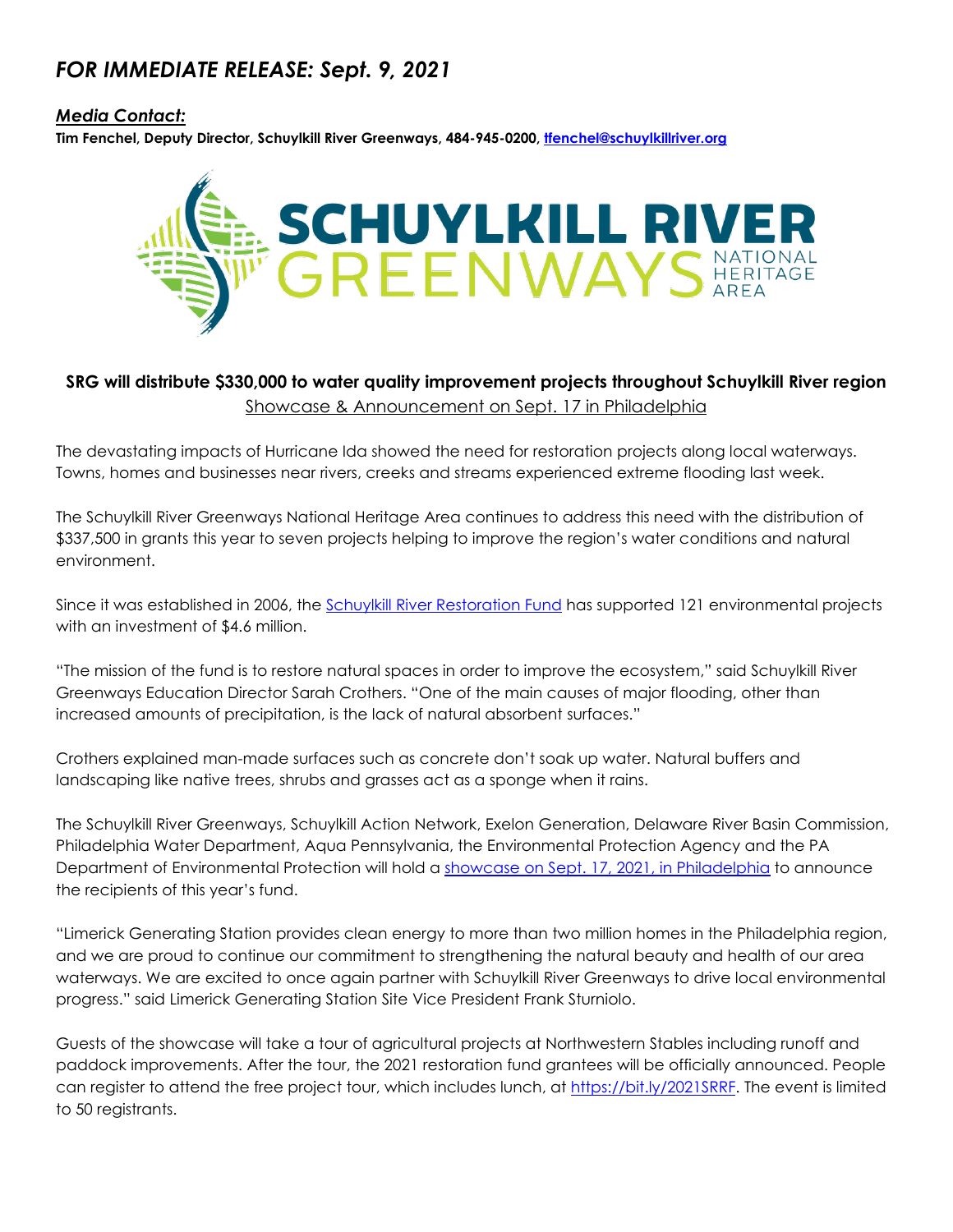# *FOR IMMEDIATE RELEASE: Sept. 9, 2021*

***Media Contact:***

**Tim Fenchel, Deputy Director, Schuylkill River Greenways, 484-945-0200, [tfenchel@schuylkillriver.org](mailto:tfenchel@schuylkillriver.org)**

SCHUYLKILL RIVER GREENWAYS NATIONAL HERITAGE AREA

## SRG will distribute $330,000 to water quality improvement projects throughout Schuylkill River region

Showcase & Announcement on Sept. 17 in Philadelphia

The devastating impacts of Hurricane Ida showed the need for restoration projects along local waterways. Towns, homes and businesses near rivers, creeks and streams experienced extreme flooding last week.

The Schuylkill River Greenways National Heritage Area continues to address this need with the distribution of $337,500 in grants this year to seven projects helping to improve the region's water conditions and natural environment.

Since it was established in 2006, the [Schuylkill River Restoration Fund](#) has supported 121 environmental projects with an investment of $4.6 million.

"The mission of the fund is to restore natural spaces in order to improve the ecosystem," said Schuylkill River Greenways Education Director Sarah Crothers. "One of the main causes of major flooding, other than increased amounts of precipitation, is the lack of natural absorbent surfaces."

Crothers explained man-made surfaces such as concrete don't soak up water. Natural buffers and landscaping like native trees, shrubs and grasses act as a sponge when it rains.

The Schuylkill River Greenways, Schuylkill Action Network, Exelon Generation, Delaware River Basin Commission, Philadelphia Water Department, Aqua Pennsylvania, the Environmental Protection Agency and the PA Department of Environmental Protection will hold a [showcase on Sept. 17, 2021, in Philadelphia](#) to announce the recipients of this year's fund.

"Limerick Generating Station provides clean energy to more than two million homes in the Philadelphia region, and we are proud to continue our commitment to strengthening the natural beauty and health of our area waterways. We are excited to once again partner with Schuylkill River Greenways to drive local environmental progress." said Limerick Generating Station Site Vice President Frank Sturniolo.

Guests of the showcase will take a tour of agricultural projects at Northwestern Stables including runoff and paddock improvements. After the tour, the 2021 restoration fund grantees will be officially announced. People can register to attend the free project tour, which includes lunch, at [https://bit.ly/2021SRRF](https://bit.ly/2021SRRF). The event is limited to 50 registrants.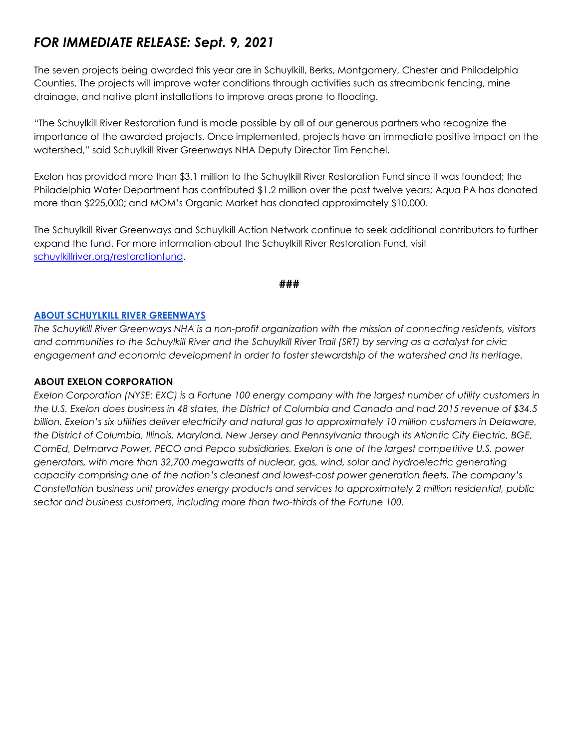# *FOR IMMEDIATE RELEASE: Sept. 9, 2021*

The seven projects being awarded this year are in Schuylkill, Berks, Montgomery, Chester and Philadelphia Counties. The projects will improve water conditions through activities such as streambank fencing, mine drainage, and native plant installations to improve areas prone to flooding.

"The Schuylkill River Restoration fund is made possible by all of our generous partners who recognize the importance of the awarded projects. Once implemented, projects have an immediate positive impact on the watershed," said Schuylkill River Greenways NHA Deputy Director Tim Fenchel.

Exelon has provided more than $3.1 million to the Schuylkill River Restoration Fund since it was founded; the Philadelphia Water Department has contributed $1.2 million over the past twelve years; Aqua PA has donated more than $225,000; and MOM's Organic Market has donated approximately $10,000.

The Schuylkill River Greenways and Schuylkill Action Network continue to seek additional contributors to further expand the fund. For more information about the Schuylkill River Restoration Fund, visit [schuylkillriver.org/restorationfund](schuylkillriver.org/restorationfund).

**###**

**ABOUT SCHUYLKILL RIVER GREENWAYS**

*The Schuylkill River Greenways NHA is a non-profit organization with the mission of connecting residents, visitors and communities to the Schuylkill River and the Schuylkill River Trail (SRT) by serving as a catalyst for civic engagement and economic development in order to foster stewardship of the watershed and its heritage.*

**ABOUT EXELON CORPORATION**

*Exelon Corporation (NYSE: EXC) is a Fortune 100 energy company with the largest number of utility customers in the U.S. Exelon does business in 48 states, the District of Columbia and Canada and had 2015 revenue of $34.5 billion. Exelon's six utilities deliver electricity and natural gas to approximately 10 million customers in Delaware, the District of Columbia, Illinois, Maryland, New Jersey and Pennsylvania through its Atlantic City Electric, BGE, ComEd, Delmarva Power, PECO and Pepco subsidiaries. Exelon is one of the largest competitive U.S. power generators, with more than 32,700 megawatts of nuclear, gas, wind, solar and hydroelectric generating capacity comprising one of the nation's cleanest and lowest-cost power generation fleets. The company's Constellation business unit provides energy products and services to approximately 2 million residential, public sector and business customers, including more than two-thirds of the Fortune 100.*